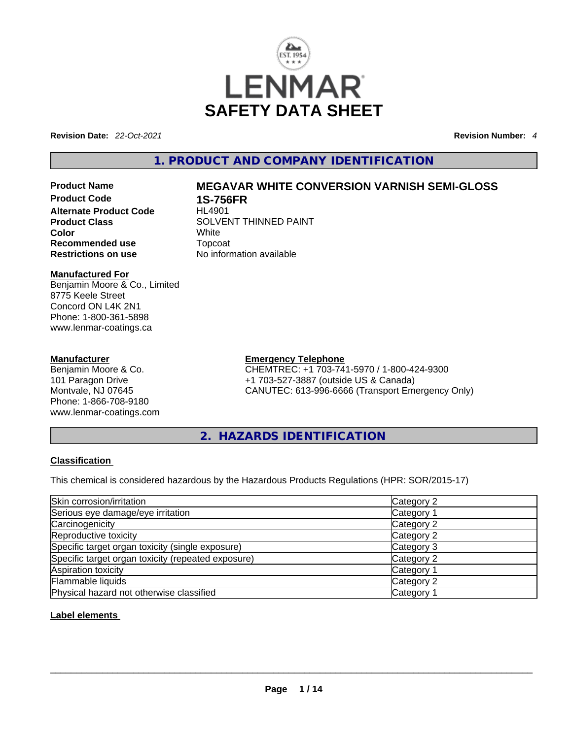# SAFETY DATA SHEET

**Revision Date:** *22-Oct-2021* **Revision Number:** *4*

## 1. PRODUCT AND COMPANY IDENTIFICATION

| | |
|---|---|
| **Product Name** | **MEGAVAR WHITE CONVERSION VARNISH SEMI-GLOSS** |
| **Product Code** | **1S-756FR** |
| **Alternate Product Code** | HL4901 |
| **Product Class** | SOLVENT THINNED PAINT |
| **Color** | White |
| **Recommended use** | Topcoat |
| **Restrictions on use** | No information available |

**Manufactured For**
Benjamin Moore & Co., Limited
8775 Keele Street
Concord ON L4K 2N1
Phone: 1-800-361-5898
www.lenmar-coatings.ca

**Manufacturer**
Benjamin Moore & Co.
101 Paragon Drive
Montvale, NJ 07645
Phone: 1-866-708-9180
www.lenmar-coatings.com

**Emergency Telephone**
CHEMTREC: +1 703-741-5970 / 1-800-424-9300
+1 703-527-3887 (outside US & Canada)
CANUTEC: 613-996-6666 (Transport Emergency Only)

## 2. HAZARDS IDENTIFICATION

### Classification

This chemical is considered hazardous by the Hazardous Products Regulations (HPR: SOR/2015-17)

| | |
|---|---|
| Skin corrosion/irritation | Category 2 |
| Serious eye damage/eye irritation | Category 1 |
| Carcinogenicity | Category 2 |
| Reproductive toxicity | Category 2 |
| Specific target organ toxicity (single exposure) | Category 3 |
| Specific target organ toxicity (repeated exposure) | Category 2 |
| Aspiration toxicity | Category 1 |
| Flammable liquids | Category 2 |
| Physical hazard not otherwise classified | Category 1 |

### Label elements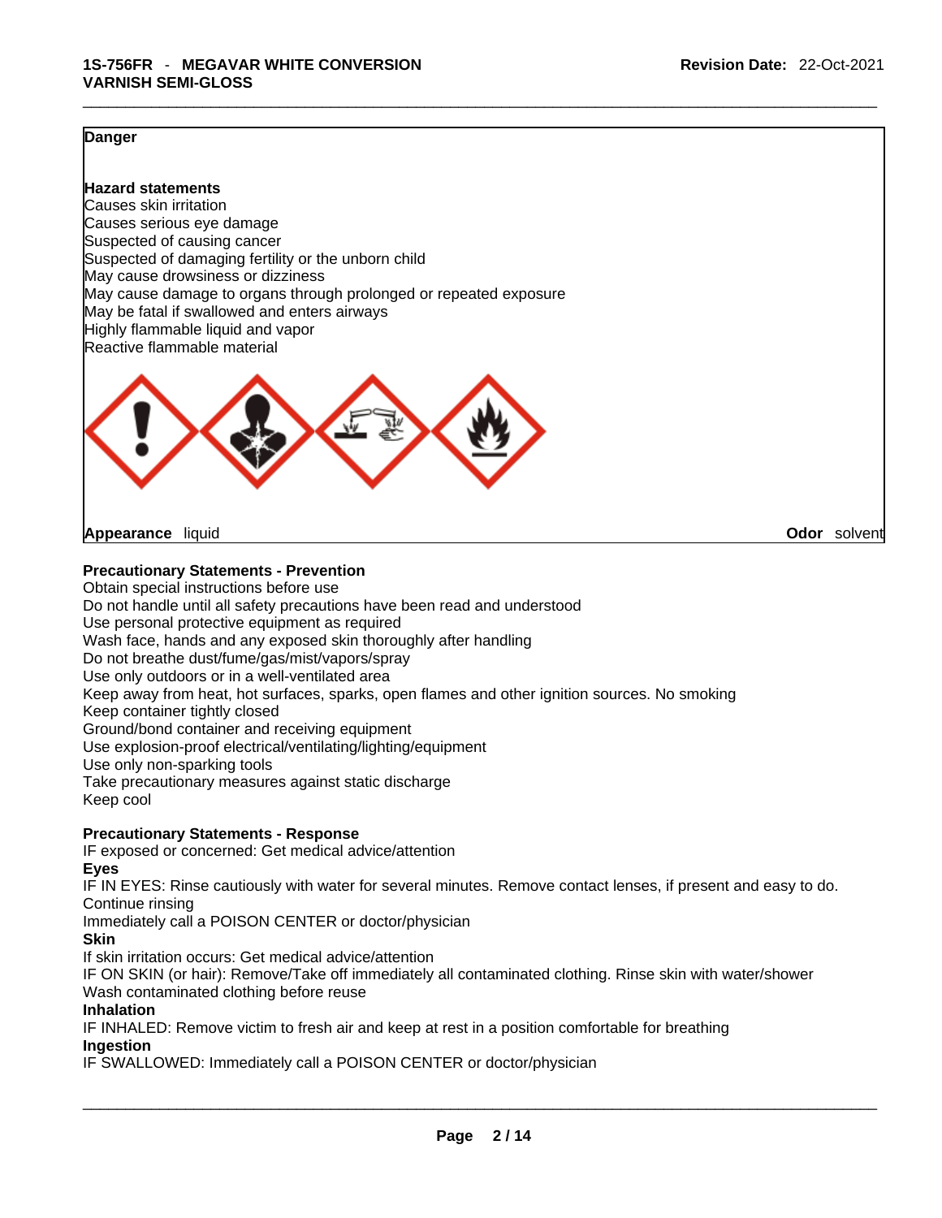**Danger**

**Hazard statements**

Causes skin irritation
Causes serious eye damage
Suspected of causing cancer
Suspected of damaging fertility or the unborn child
May cause drowsiness or dizziness
May cause damage to organs through prolonged or repeated exposure
May be fatal if swallowed and enters airways
Highly flammable liquid and vapor
Reactive flammable material

**Appearance** liquid **Odor** solvent

**Precautionary Statements - Prevention**

Obtain special instructions before use
Do not handle until all safety precautions have been read and understood
Use personal protective equipment as required
Wash face, hands and any exposed skin thoroughly after handling
Do not breathe dust/fume/gas/mist/vapors/spray
Use only outdoors or in a well-ventilated area
Keep away from heat, hot surfaces, sparks, open flames and other ignition sources. No smoking
Keep container tightly closed
Ground/bond container and receiving equipment
Use explosion-proof electrical/ventilating/lighting/equipment
Use only non-sparking tools
Take precautionary measures against static discharge
Keep cool

**Precautionary Statements - Response**

IF exposed or concerned: Get medical advice/attention

**Eyes**

IF IN EYES: Rinse cautiously with water for several minutes. Remove contact lenses, if present and easy to do. Continue rinsing
Immediately call a POISON CENTER or doctor/physician

**Skin**

If skin irritation occurs: Get medical advice/attention
IF ON SKIN (or hair): Remove/Take off immediately all contaminated clothing. Rinse skin with water/shower
Wash contaminated clothing before reuse

**Inhalation**

IF INHALED: Remove victim to fresh air and keep at rest in a position comfortable for breathing

**Ingestion**

IF SWALLOWED: Immediately call a POISON CENTER or doctor/physician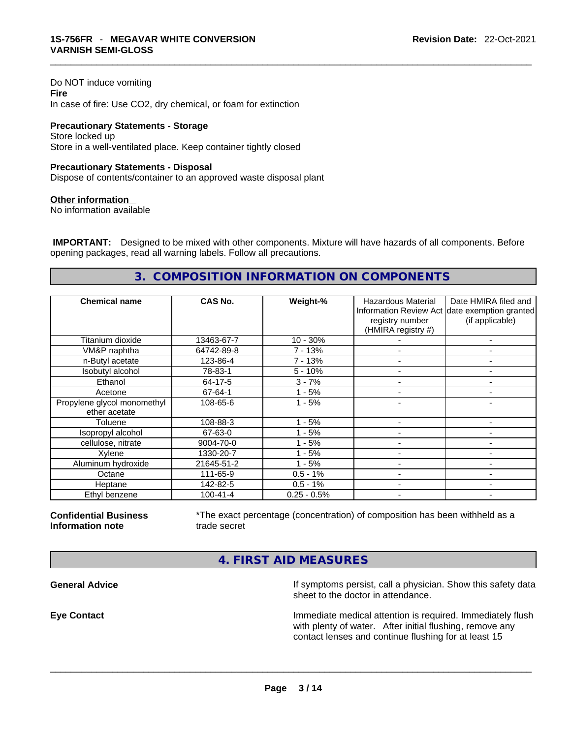Do NOT induce vomiting

**Fire**

In case of fire: Use CO2, dry chemical, or foam for extinction

**Precautionary Statements - Storage**

Store locked up

Store in a well-ventilated place. Keep container tightly closed

**Precautionary Statements - Disposal**

Dispose of contents/container to an approved waste disposal plant

**Other information**

No information available

**IMPORTANT:** Designed to be mixed with other components. Mixture will have hazards of all components. Before opening packages, read all warning labels. Follow all precautions.

## 3. COMPOSITION INFORMATION ON COMPONENTS

| Chemical name | CAS No. | Weight-% | Hazardous Material Information Review Act registry number (HMIRA registry #) | Date HMIRA filed and date exemption granted (if applicable) |
|---|---|---|---|---|
| Titanium dioxide | 13463-67-7 | 10 - 30% | - | - |
| VM&P naphtha | 64742-89-8 | 7 - 13% | - | - |
| n-Butyl acetate | 123-86-4 | 7 - 13% | - | - |
| Isobutyl alcohol | 78-83-1 | 5 - 10% | - | - |
| Ethanol | 64-17-5 | 3 - 7% | - | - |
| Acetone | 67-64-1 | 1 - 5% | - | - |
| Propylene glycol monomethyl ether acetate | 108-65-6 | 1 - 5% | - | - |
| Toluene | 108-88-3 | 1 - 5% | - | - |
| Isopropyl alcohol | 67-63-0 | 1 - 5% | - | - |
| cellulose, nitrate | 9004-70-0 | 1 - 5% | - | - |
| Xylene | 1330-20-7 | 1 - 5% | - | - |
| Aluminum hydroxide | 21645-51-2 | 1 - 5% | - | - |
| Octane | 111-65-9 | 0.5 - 1% | - | - |
| Heptane | 142-82-5 | 0.5 - 1% | - | - |
| Ethyl benzene | 100-41-4 | 0.25 - 0.5% | - | - |

**Confidential Business Information note**

*The exact percentage (concentration) of composition has been withheld as a trade secret

## 4. FIRST AID MEASURES

**General Advice**

If symptoms persist, call a physician. Show this safety data sheet to the doctor in attendance.

**Eye Contact**

Immediate medical attention is required. Immediately flush with plenty of water. After initial flushing, remove any contact lenses and continue flushing for at least 15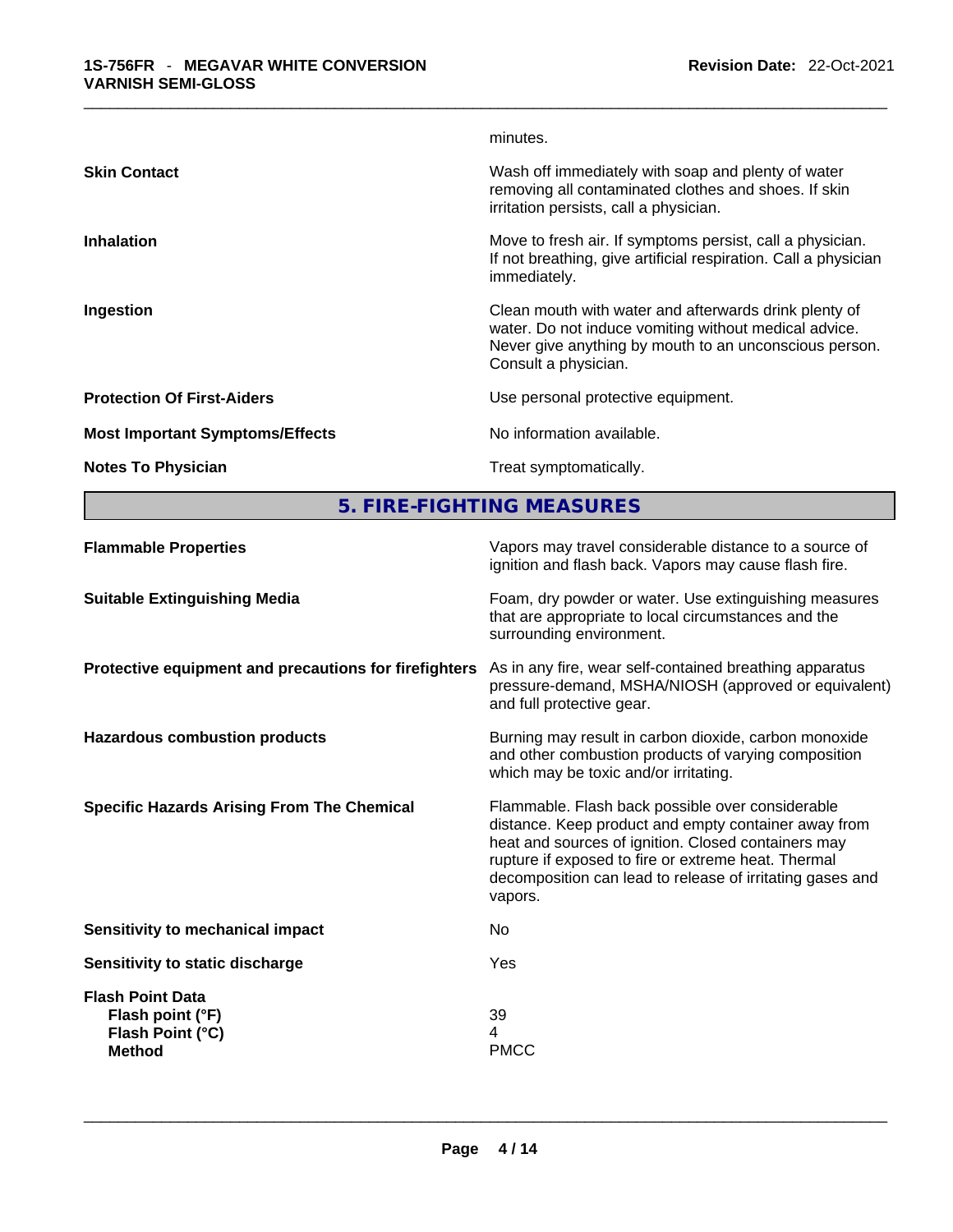minutes.

| | |
|---|---|
| **Skin Contact** | Wash off immediately with soap and plenty of water removing all contaminated clothes and shoes. If skin irritation persists, call a physician. |
| **Inhalation** | Move to fresh air. If symptoms persist, call a physician. If not breathing, give artificial respiration. Call a physician immediately. |
| **Ingestion** | Clean mouth with water and afterwards drink plenty of water. Do not induce vomiting without medical advice. Never give anything by mouth to an unconscious person. Consult a physician. |
| **Protection Of First-Aiders** | Use personal protective equipment. |
| **Most Important Symptoms/Effects** | No information available. |
| **Notes To Physician** | Treat symptomatically. |

## 5. FIRE-FIGHTING MEASURES

| | |
|---|---|
| **Flammable Properties** | Vapors may travel considerable distance to a source of ignition and flash back. Vapors may cause flash fire. |
| **Suitable Extinguishing Media** | Foam, dry powder or water. Use extinguishing measures that are appropriate to local circumstances and the surrounding environment. |
| **Protective equipment and precautions for firefighters** | As in any fire, wear self-contained breathing apparatus pressure-demand, MSHA/NIOSH (approved or equivalent) and full protective gear. |
| **Hazardous combustion products** | Burning may result in carbon dioxide, carbon monoxide and other combustion products of varying composition which may be toxic and/or irritating. |
| **Specific Hazards Arising From The Chemical** | Flammable. Flash back possible over considerable distance. Keep product and empty container away from heat and sources of ignition. Closed containers may rupture if exposed to fire or extreme heat. Thermal decomposition can lead to release of irritating gases and vapors. |
| **Sensitivity to mechanical impact** | No |
| **Sensitivity to static discharge** | Yes |
| **Flash Point Data** | |
| **Flash point (°F)** | 39 |
| **Flash Point (°C)** | 4 |
| **Method** | PMCC |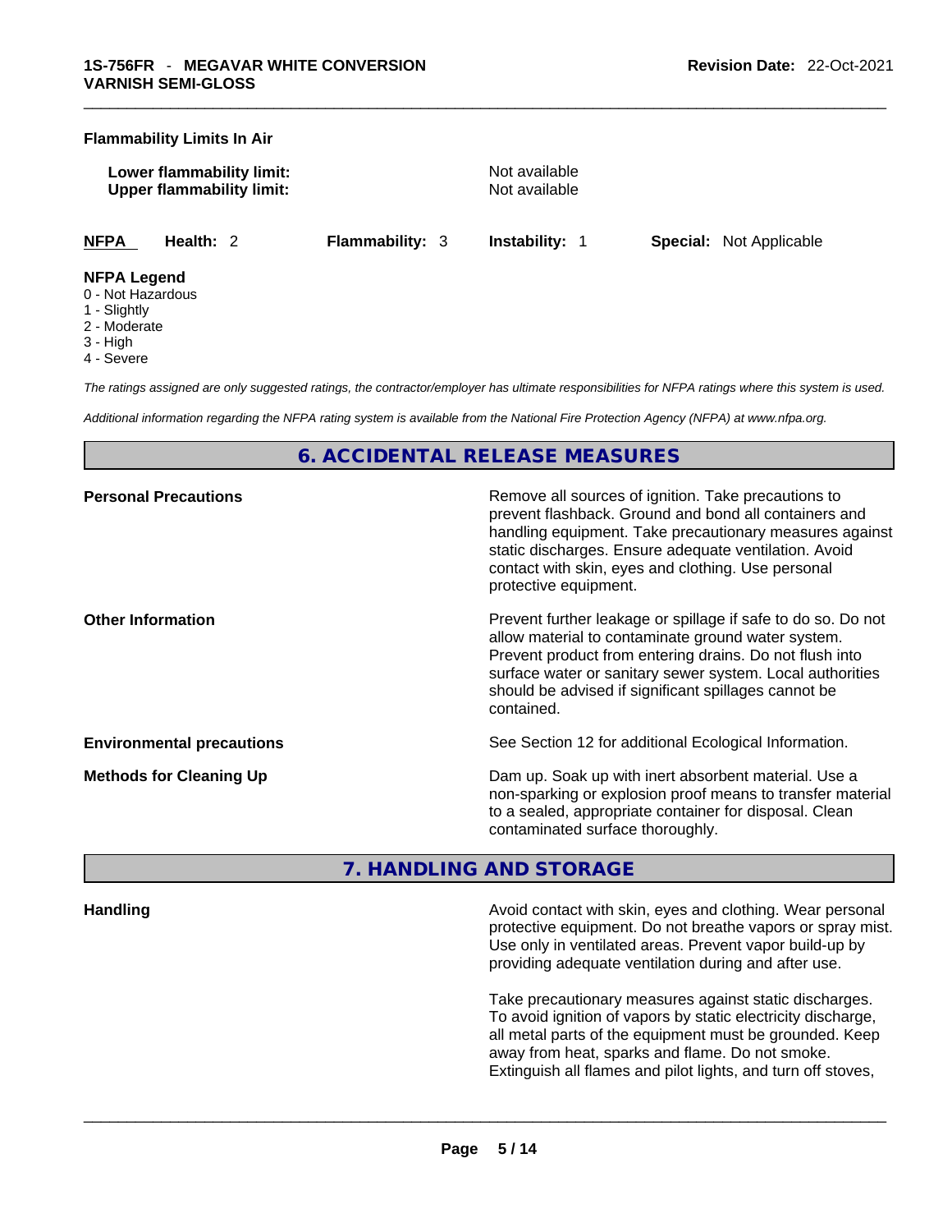**Flammability Limits In Air**

| | |
|---|---|
| **Lower flammability limit:** | Not available |
| **Upper flammability limit:** | Not available |

| **NFPA** | **Health:** 2 | **Flammability:** 3 | **Instability:** 1 | **Special:** Not Applicable |
|---|---|---|---|---|

**NFPA Legend**
0 - Not Hazardous
1 - Slightly
2 - Moderate
3 - High
4 - Severe

*The ratings assigned are only suggested ratings, the contractor/employer has ultimate responsibilities for NFPA ratings where this system is used.*

*Additional information regarding the NFPA rating system is available from the National Fire Protection Agency (NFPA) at www.nfpa.org.*

## 6. ACCIDENTAL RELEASE MEASURES

| | |
|---|---|
| **Personal Precautions** | Remove all sources of ignition. Take precautions to prevent flashback. Ground and bond all containers and handling equipment. Take precautionary measures against static discharges. Ensure adequate ventilation. Avoid contact with skin, eyes and clothing. Use personal protective equipment. |
| **Other Information** | Prevent further leakage or spillage if safe to do so. Do not allow material to contaminate ground water system. Prevent product from entering drains. Do not flush into surface water or sanitary sewer system. Local authorities should be advised if significant spillages cannot be contained. |
| **Environmental precautions** | See Section 12 for additional Ecological Information. |
| **Methods for Cleaning Up** | Dam up. Soak up with inert absorbent material. Use a non-sparking or explosion proof means to transfer material to a sealed, appropriate container for disposal. Clean contaminated surface thoroughly. |

## 7. HANDLING AND STORAGE

**Handling**

Avoid contact with skin, eyes and clothing. Wear personal protective equipment. Do not breathe vapors or spray mist. Use only in ventilated areas. Prevent vapor build-up by providing adequate ventilation during and after use.

Take precautionary measures against static discharges. To avoid ignition of vapors by static electricity discharge, all metal parts of the equipment must be grounded. Keep away from heat, sparks and flame. Do not smoke. Extinguish all flames and pilot lights, and turn off stoves,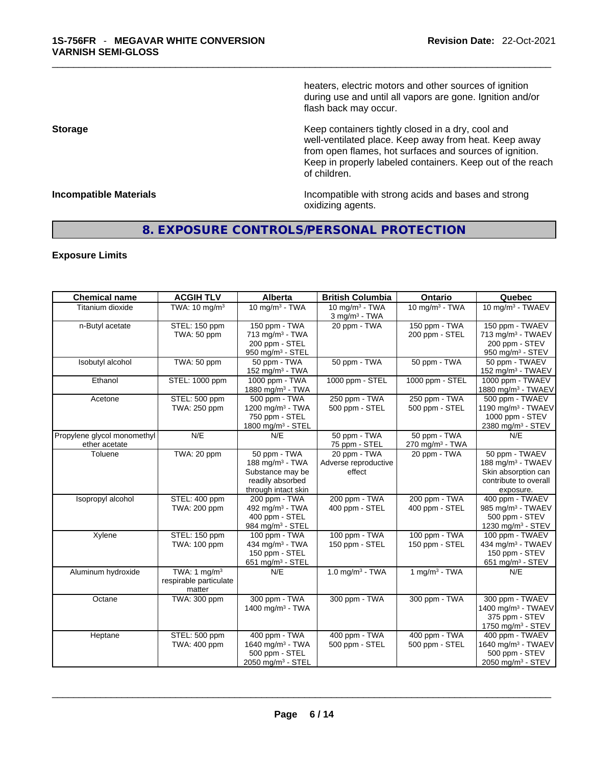heaters, electric motors and other sources of ignition during use and until all vapors are gone. Ignition and/or flash back may occur.

**Storage**

Keep containers tightly closed in a dry, cool and well-ventilated place. Keep away from heat. Keep away from open flames, hot surfaces and sources of ignition. Keep in properly labeled containers. Keep out of the reach of children.

**Incompatible Materials**

Incompatible with strong acids and bases and strong oxidizing agents.

## 8. EXPOSURE CONTROLS/PERSONAL PROTECTION

### Exposure Limits

| Chemical name | ACGIH TLV | Alberta | British Columbia | Ontario | Quebec |
|---|---|---|---|---|---|
| Titanium dioxide | TWA: 10 mg/m³ | 10 mg/m³ - TWA | 10 mg/m³ - TWA<br>3 mg/m³ - TWA | 10 mg/m³ - TWA | 10 mg/m³ - TWAEV |
| n-Butyl acetate | STEL: 150 ppm<br>TWA: 50 ppm | 150 ppm - TWA<br>713 mg/m³ - TWA<br>200 ppm - STEL<br>950 mg/m³ - STEL | 20 ppm - TWA | 150 ppm - TWA<br>200 ppm - STEL | 150 ppm - TWAEV<br>713 mg/m³ - TWAEV<br>200 ppm - STEV<br>950 mg/m³ - STEV |
| Isobutyl alcohol | TWA: 50 ppm | 50 ppm - TWA<br>152 mg/m³ - TWA | 50 ppm - TWA | 50 ppm - TWA | 50 ppm - TWAEV<br>152 mg/m³ - TWAEV |
| Ethanol | STEL: 1000 ppm | 1000 ppm - TWA<br>1880 mg/m³ - TWA | 1000 ppm - STEL | 1000 ppm - STEL | 1000 ppm - TWAEV<br>1880 mg/m³ - TWAEV |
| Acetone | STEL: 500 ppm<br>TWA: 250 ppm | 500 ppm - TWA<br>1200 mg/m³ - TWA<br>750 ppm - STEL<br>1800 mg/m³ - STEL | 250 ppm - TWA<br>500 ppm - STEL | 250 ppm - TWA<br>500 ppm - STEL | 500 ppm - TWAEV<br>1190 mg/m³ - TWAEV<br>1000 ppm - STEV<br>2380 mg/m³ - STEV |
| Propylene glycol monomethyl ether acetate | N/E | N/E | 50 ppm - TWA<br>75 ppm - STEL | 50 ppm - TWA<br>270 mg/m³ - TWA | N/E |
| Toluene | TWA: 20 ppm | 50 ppm - TWA<br>188 mg/m³ - TWA<br>Substance may be readily absorbed through intact skin | 20 ppm - TWA<br>Adverse reproductive effect | 20 ppm - TWA | 50 ppm - TWAEV<br>188 mg/m³ - TWAEV<br>Skin absorption can contribute to overall exposure. |
| Isopropyl alcohol | STEL: 400 ppm<br>TWA: 200 ppm | 200 ppm - TWA<br>492 mg/m³ - TWA<br>400 ppm - STEL<br>984 mg/m³ - STEL | 200 ppm - TWA<br>400 ppm - STEL | 200 ppm - TWA<br>400 ppm - STEL | 400 ppm - TWAEV<br>985 mg/m³ - TWAEV<br>500 ppm - STEV<br>1230 mg/m³ - STEV |
| Xylene | STEL: 150 ppm<br>TWA: 100 ppm | 100 ppm - TWA<br>434 mg/m³ - TWA<br>150 ppm - STEL<br>651 mg/m³ - STEL | 100 ppm - TWA<br>150 ppm - STEL | 100 ppm - TWA<br>150 ppm - STEL | 100 ppm - TWAEV<br>434 mg/m³ - TWAEV<br>150 ppm - STEV<br>651 mg/m³ - STEV |
| Aluminum hydroxide | TWA: 1 mg/m³ respirable particulate matter | N/E | 1.0 mg/m³ - TWA | 1 mg/m³ - TWA | N/E |
| Octane | TWA: 300 ppm | 300 ppm - TWA<br>1400 mg/m³ - TWA | 300 ppm - TWA | 300 ppm - TWA | 300 ppm - TWAEV<br>1400 mg/m³ - TWAEV<br>375 ppm - STEV<br>1750 mg/m³ - STEV |
| Heptane | STEL: 500 ppm<br>TWA: 400 ppm | 400 ppm - TWA<br>1640 mg/m³ - TWA<br>500 ppm - STEL<br>2050 mg/m³ - STEL | 400 ppm - TWA<br>500 ppm - STEL | 400 ppm - TWA<br>500 ppm - STEL | 400 ppm - TWAEV<br>1640 mg/m³ - TWAEV<br>500 ppm - STEV<br>2050 mg/m³ - STEV |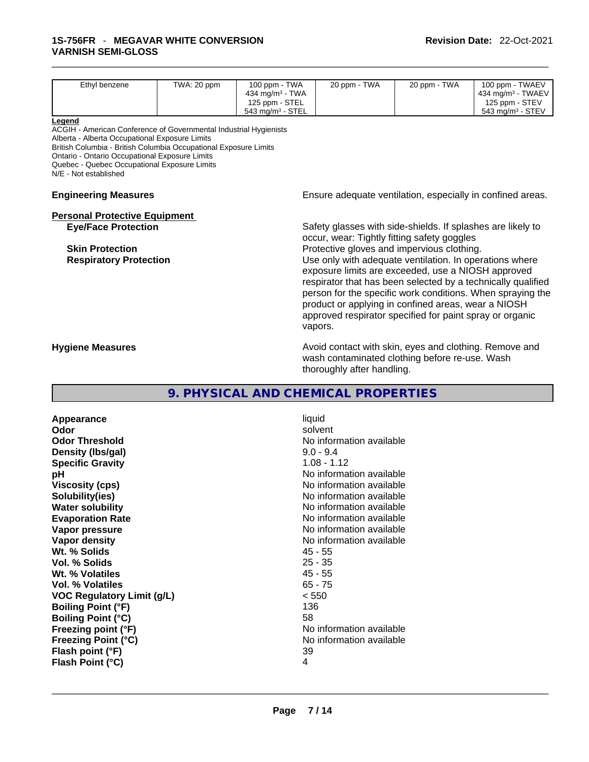| Ethyl benzene | TWA: 20 ppm | 100 ppm - TWA<br>434 mg/m³ - TWA<br>125 ppm - STEL<br>543 mg/m³ - STEL | 20 ppm - TWA | 20 ppm - TWA | 100 ppm - TWAEV<br>434 mg/m³ - TWAEV<br>125 ppm - STEV<br>543 mg/m³ - STEV |
|---|---|---|---|---|---|

**Legend**
ACGIH - American Conference of Governmental Industrial Hygienists
Alberta - Alberta Occupational Exposure Limits
British Columbia - British Columbia Occupational Exposure Limits
Ontario - Ontario Occupational Exposure Limits
Quebec - Quebec Occupational Exposure Limits
N/E - Not established

**Engineering Measures** Ensure adequate ventilation, especially in confined areas.

**Personal Protective Equipment**

**Eye/Face Protection** Safety glasses with side-shields. If splashes are likely to occur, wear: Tightly fitting safety goggles

**Skin Protection** Protective gloves and impervious clothing.

**Respiratory Protection** Use only with adequate ventilation. In operations where exposure limits are exceeded, use a NIOSH approved respirator that has been selected by a technically qualified person for the specific work conditions. When spraying the product or applying in confined areas, wear a NIOSH approved respirator specified for paint spray or organic vapors.

**Hygiene Measures** Avoid contact with skin, eyes and clothing. Remove and wash contaminated clothing before re-use. Wash thoroughly after handling.

## 9. PHYSICAL AND CHEMICAL PROPERTIES

| | |
|---|---|
| **Appearance** | liquid |
| **Odor** | solvent |
| **Odor Threshold** | No information available |
| **Density (lbs/gal)** | 9.0 - 9.4 |
| **Specific Gravity** | 1.08 - 1.12 |
| **pH** | No information available |
| **Viscosity (cps)** | No information available |
| **Solubility(ies)** | No information available |
| **Water solubility** | No information available |
| **Evaporation Rate** | No information available |
| **Vapor pressure** | No information available |
| **Vapor density** | No information available |
| **Wt. % Solids** | 45 - 55 |
| **Vol. % Solids** | 25 - 35 |
| **Wt. % Volatiles** | 45 - 55 |
| **Vol. % Volatiles** | 65 - 75 |
| **VOC Regulatory Limit (g/L)** | < 550 |
| **Boiling Point (°F)** | 136 |
| **Boiling Point (°C)** | 58 |
| **Freezing point (°F)** | No information available |
| **Freezing Point (°C)** | No information available |
| **Flash point (°F)** | 39 |
| **Flash Point (°C)** | 4 |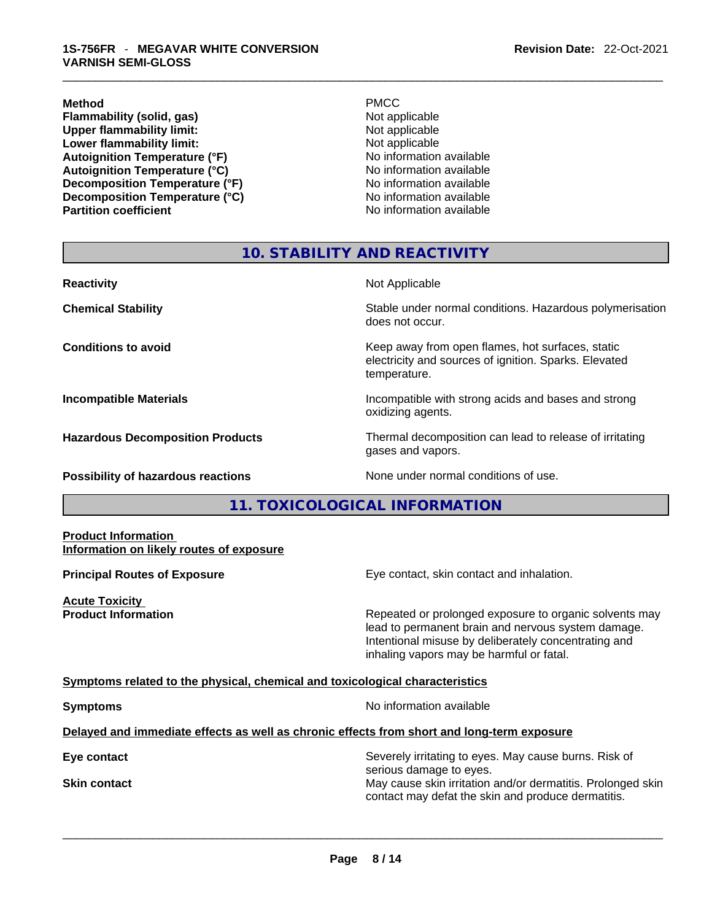| | |
|---|---|
| **Method** | PMCC |
| **Flammability (solid, gas)** | Not applicable |
| **Upper flammability limit:** | Not applicable |
| **Lower flammability limit:** | Not applicable |
| **Autoignition Temperature (°F)** | No information available |
| **Autoignition Temperature (°C)** | No information available |
| **Decomposition Temperature (°F)** | No information available |
| **Decomposition Temperature (°C)** | No information available |
| **Partition coefficient** | No information available |

## 10. STABILITY AND REACTIVITY

| | |
|---|---|
| **Reactivity** | Not Applicable |
| **Chemical Stability** | Stable under normal conditions. Hazardous polymerisation does not occur. |
| **Conditions to avoid** | Keep away from open flames, hot surfaces, static electricity and sources of ignition. Sparks. Elevated temperature. |
| **Incompatible Materials** | Incompatible with strong acids and bases and strong oxidizing agents. |
| **Hazardous Decomposition Products** | Thermal decomposition can lead to release of irritating gases and vapors. |
| **Possibility of hazardous reactions** | None under normal conditions of use. |

## 11. TOXICOLOGICAL INFORMATION

**Product Information**

**Information on likely routes of exposure**

**Principal Routes of Exposure** — Eye contact, skin contact and inhalation.

**Acute Toxicity**

**Product Information** — Repeated or prolonged exposure to organic solvents may lead to permanent brain and nervous system damage. Intentional misuse by deliberately concentrating and inhaling vapors may be harmful or fatal.

**Symptoms related to the physical, chemical and toxicological characteristics**

**Symptoms** — No information available

**Delayed and immediate effects as well as chronic effects from short and long-term exposure**

**Eye contact** — Severely irritating to eyes. May cause burns. Risk of serious damage to eyes.

**Skin contact** — May cause skin irritation and/or dermatitis. Prolonged skin contact may defat the skin and produce dermatitis.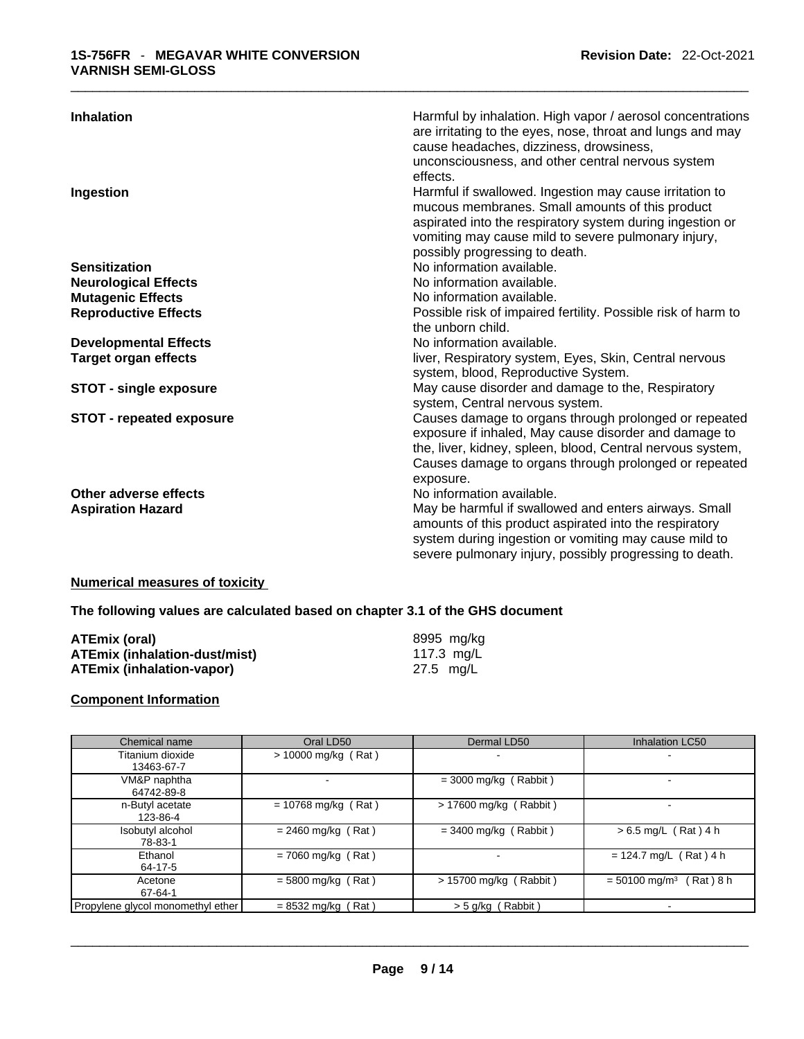| | |
|---|---|
| **Inhalation** | Harmful by inhalation. High vapor / aerosol concentrations are irritating to the eyes, nose, throat and lungs and may cause headaches, dizziness, drowsiness, unconsciousness, and other central nervous system effects. |
| **Ingestion** | Harmful if swallowed. Ingestion may cause irritation to mucous membranes. Small amounts of this product aspirated into the respiratory system during ingestion or vomiting may cause mild to severe pulmonary injury, possibly progressing to death. |
| **Sensitization** | No information available. |
| **Neurological Effects** | No information available. |
| **Mutagenic Effects** | No information available. |
| **Reproductive Effects** | Possible risk of impaired fertility. Possible risk of harm to the unborn child. |
| **Developmental Effects** | No information available. |
| **Target organ effects** | liver, Respiratory system, Eyes, Skin, Central nervous system, blood, Reproductive System. |
| **STOT - single exposure** | May cause disorder and damage to the, Respiratory system, Central nervous system. |
| **STOT - repeated exposure** | Causes damage to organs through prolonged or repeated exposure if inhaled, May cause disorder and damage to the, liver, kidney, spleen, blood, Central nervous system, Causes damage to organs through prolonged or repeated exposure. |
| **Other adverse effects** | No information available. |
| **Aspiration Hazard** | May be harmful if swallowed and enters airways. Small amounts of this product aspirated into the respiratory system during ingestion or vomiting may cause mild to severe pulmonary injury, possibly progressing to death. |

**Numerical measures of toxicity**

**The following values are calculated based on chapter 3.1 of the GHS document**

| | |
|---|---|
| **ATEmix (oral)** | 8995 mg/kg |
| **ATEmix (inhalation-dust/mist)** | 117.3 mg/L |
| **ATEmix (inhalation-vapor)** | 27.5 mg/L |

**Component Information**

| Chemical name | Oral LD50 | Dermal LD50 | Inhalation LC50 |
|---|---|---|---|
| Titanium dioxide 13463-67-7 | > 10000 mg/kg ( Rat ) | - | - |
| VM&P naphtha 64742-89-8 | - | = 3000 mg/kg ( Rabbit ) | - |
| n-Butyl acetate 123-86-4 | = 10768 mg/kg ( Rat ) | > 17600 mg/kg ( Rabbit ) | - |
| Isobutyl alcohol 78-83-1 | = 2460 mg/kg ( Rat ) | = 3400 mg/kg ( Rabbit ) | > 6.5 mg/L ( Rat ) 4 h |
| Ethanol 64-17-5 | = 7060 mg/kg ( Rat ) | - | = 124.7 mg/L ( Rat ) 4 h |
| Acetone 67-64-1 | = 5800 mg/kg ( Rat ) | > 15700 mg/kg ( Rabbit ) | = 50100 mg/m$^3$ ( Rat ) 8 h |
| Propylene glycol monomethyl ether | = 8532 mg/kg ( Rat ) | > 5 g/kg ( Rabbit ) | - |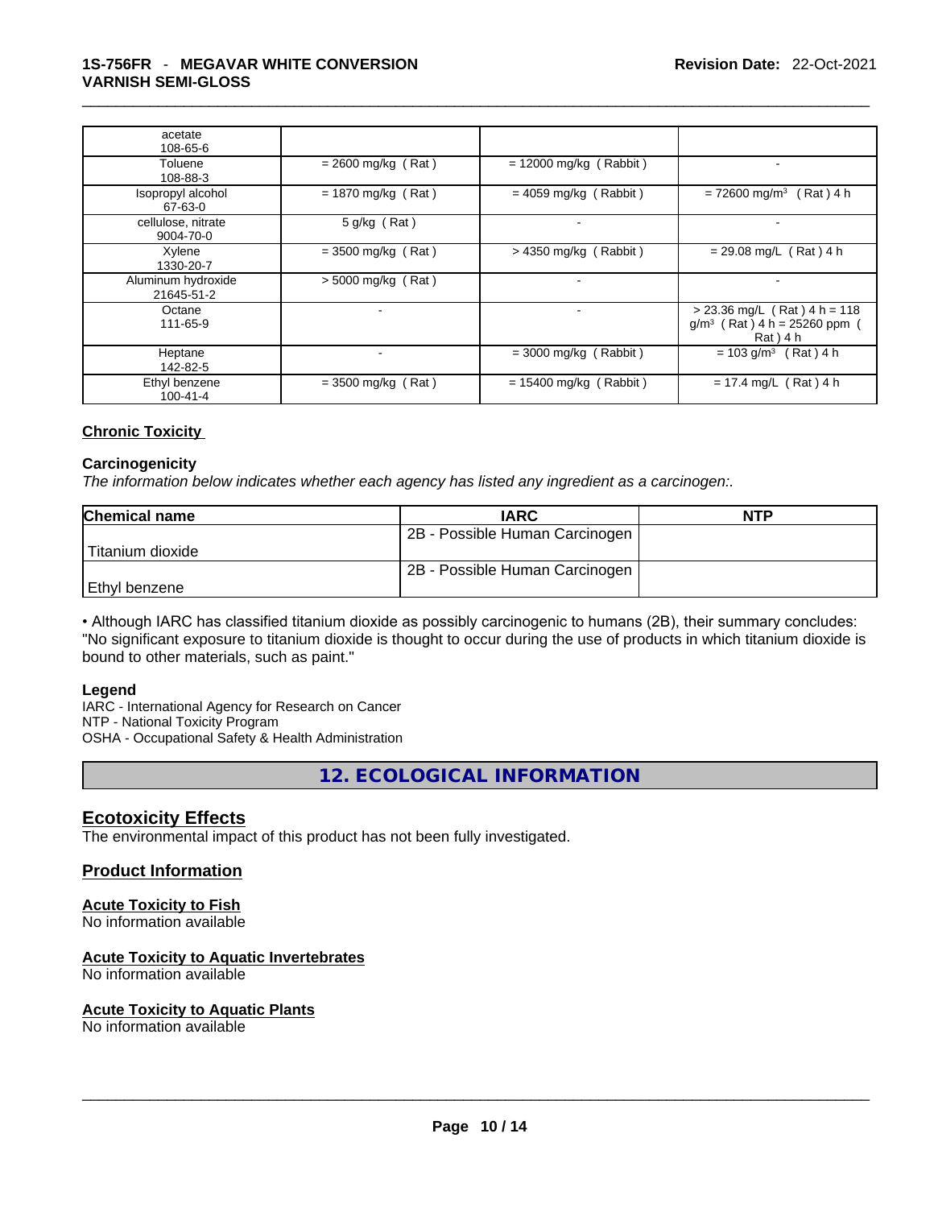| | | | |
|---|---|---|---|
| acetate<br>108-65-6 | | | |
| Toluene<br>108-88-3 | = 2600 mg/kg ( Rat ) | = 12000 mg/kg ( Rabbit ) | - |
| Isopropyl alcohol<br>67-63-0 | = 1870 mg/kg ( Rat ) | = 4059 mg/kg ( Rabbit ) | = 72600 mg/m$^3$ ( Rat ) 4 h |
| cellulose, nitrate<br>9004-70-0 | 5 g/kg ( Rat ) | - | - |
| Xylene<br>1330-20-7 | = 3500 mg/kg ( Rat ) | > 4350 mg/kg ( Rabbit ) | = 29.08 mg/L ( Rat ) 4 h |
| Aluminum hydroxide<br>21645-51-2 | > 5000 mg/kg ( Rat ) | - | - |
| Octane<br>111-65-9 | - | - | > 23.36 mg/L ( Rat ) 4 h = 118 g/m$^3$ ( Rat ) 4 h = 25260 ppm ( Rat ) 4 h |
| Heptane<br>142-82-5 | - | = 3000 mg/kg ( Rabbit ) | = 103 g/m$^3$ ( Rat ) 4 h |
| Ethyl benzene<br>100-41-4 | = 3500 mg/kg ( Rat ) | = 15400 mg/kg ( Rabbit ) | = 17.4 mg/L ( Rat ) 4 h |

## Chronic Toxicity

### Carcinogenicity

*The information below indicates whether each agency has listed any ingredient as a carcinogen:.*

| Chemical name | IARC | NTP |
|---|---|---|
| Titanium dioxide | 2B - Possible Human Carcinogen | |
| Ethyl benzene | 2B - Possible Human Carcinogen | |

• Although IARC has classified titanium dioxide as possibly carcinogenic to humans (2B), their summary concludes: "No significant exposure to titanium dioxide is thought to occur during the use of products in which titanium dioxide is bound to other materials, such as paint."

### Legend

IARC - International Agency for Research on Cancer
NTP - National Toxicity Program
OSHA - Occupational Safety & Health Administration

# 12. ECOLOGICAL INFORMATION

## Ecotoxicity Effects

The environmental impact of this product has not been fully investigated.

## Product Information

### Acute Toxicity to Fish

No information available

### Acute Toxicity to Aquatic Invertebrates

No information available

### Acute Toxicity to Aquatic Plants

No information available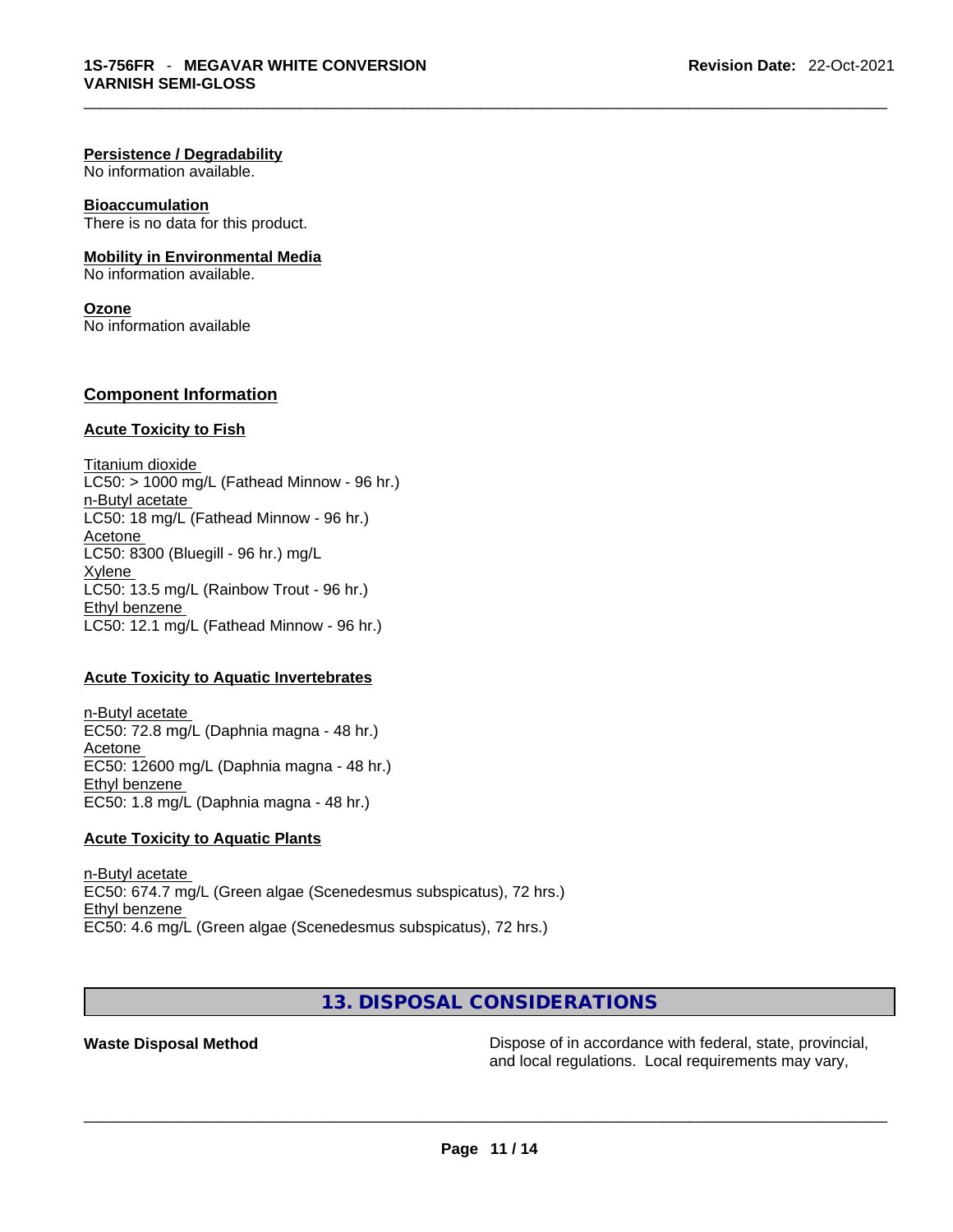**Persistence / Degradability**
No information available.

**Bioaccumulation**
There is no data for this product.

**Mobility in Environmental Media**
No information available.

**Ozone**
No information available

## Component Information

### Acute Toxicity to Fish

Titanium dioxide
LC50: > 1000 mg/L (Fathead Minnow - 96 hr.)
n-Butyl acetate
LC50: 18 mg/L (Fathead Minnow - 96 hr.)
Acetone
LC50: 8300 (Bluegill - 96 hr.) mg/L
Xylene
LC50: 13.5 mg/L (Rainbow Trout - 96 hr.)
Ethyl benzene
LC50: 12.1 mg/L (Fathead Minnow - 96 hr.)

### Acute Toxicity to Aquatic Invertebrates

n-Butyl acetate
EC50: 72.8 mg/L (Daphnia magna - 48 hr.)
Acetone
EC50: 12600 mg/L (Daphnia magna - 48 hr.)
Ethyl benzene
EC50: 1.8 mg/L (Daphnia magna - 48 hr.)

### Acute Toxicity to Aquatic Plants

n-Butyl acetate
EC50: 674.7 mg/L (Green algae (Scenedesmus subspicatus), 72 hrs.)
Ethyl benzene
EC50: 4.6 mg/L (Green algae (Scenedesmus subspicatus), 72 hrs.)

## 13. DISPOSAL CONSIDERATIONS

**Waste Disposal Method** Dispose of in accordance with federal, state, provincial, and local regulations. Local requirements may vary,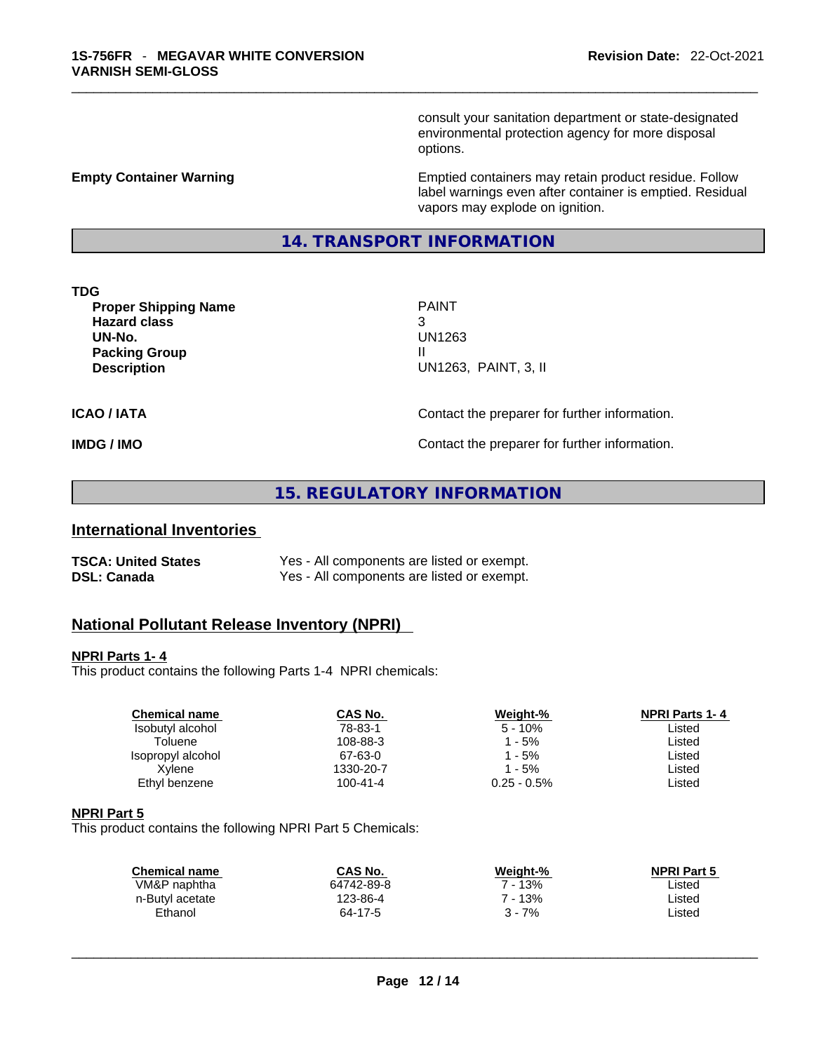consult your sanitation department or state-designated environmental protection agency for more disposal options.

**Empty Container Warning** — Emptied containers may retain product residue. Follow label warnings even after container is emptied. Residual vapors may explode on ignition.

## 14. TRANSPORT INFORMATION

**TDG**

| | |
|---|---|
| **Proper Shipping Name** | PAINT |
| **Hazard class** | 3 |
| **UN-No.** | UN1263 |
| **Packing Group** | II |
| **Description** | UN1263, PAINT, 3, II |

**ICAO / IATA** — Contact the preparer for further information.

**IMDG / IMO** — Contact the preparer for further information.

## 15. REGULATORY INFORMATION

### International Inventories

| | |
|---|---|
| **TSCA: United States** | Yes - All components are listed or exempt. |
| **DSL: Canada** | Yes - All components are listed or exempt. |

### National Pollutant Release Inventory (NPRI)

**NPRI Parts 1- 4**

This product contains the following Parts 1-4 NPRI chemicals:

| Chemical name | CAS No. | Weight-% | NPRI Parts 1- 4 |
|---|---|---|---|
| Isobutyl alcohol | 78-83-1 | 5 - 10% | Listed |
| Toluene | 108-88-3 | 1 - 5% | Listed |
| Isopropyl alcohol | 67-63-0 | 1 - 5% | Listed |
| Xylene | 1330-20-7 | 1 - 5% | Listed |
| Ethyl benzene | 100-41-4 | 0.25 - 0.5% | Listed |

**NPRI Part 5**

This product contains the following NPRI Part 5 Chemicals:

| Chemical name | CAS No. | Weight-% | NPRI Part 5 |
|---|---|---|---|
| VM&P naphtha | 64742-89-8 | 7 - 13% | Listed |
| n-Butyl acetate | 123-86-4 | 7 - 13% | Listed |
| Ethanol | 64-17-5 | 3 - 7% | Listed |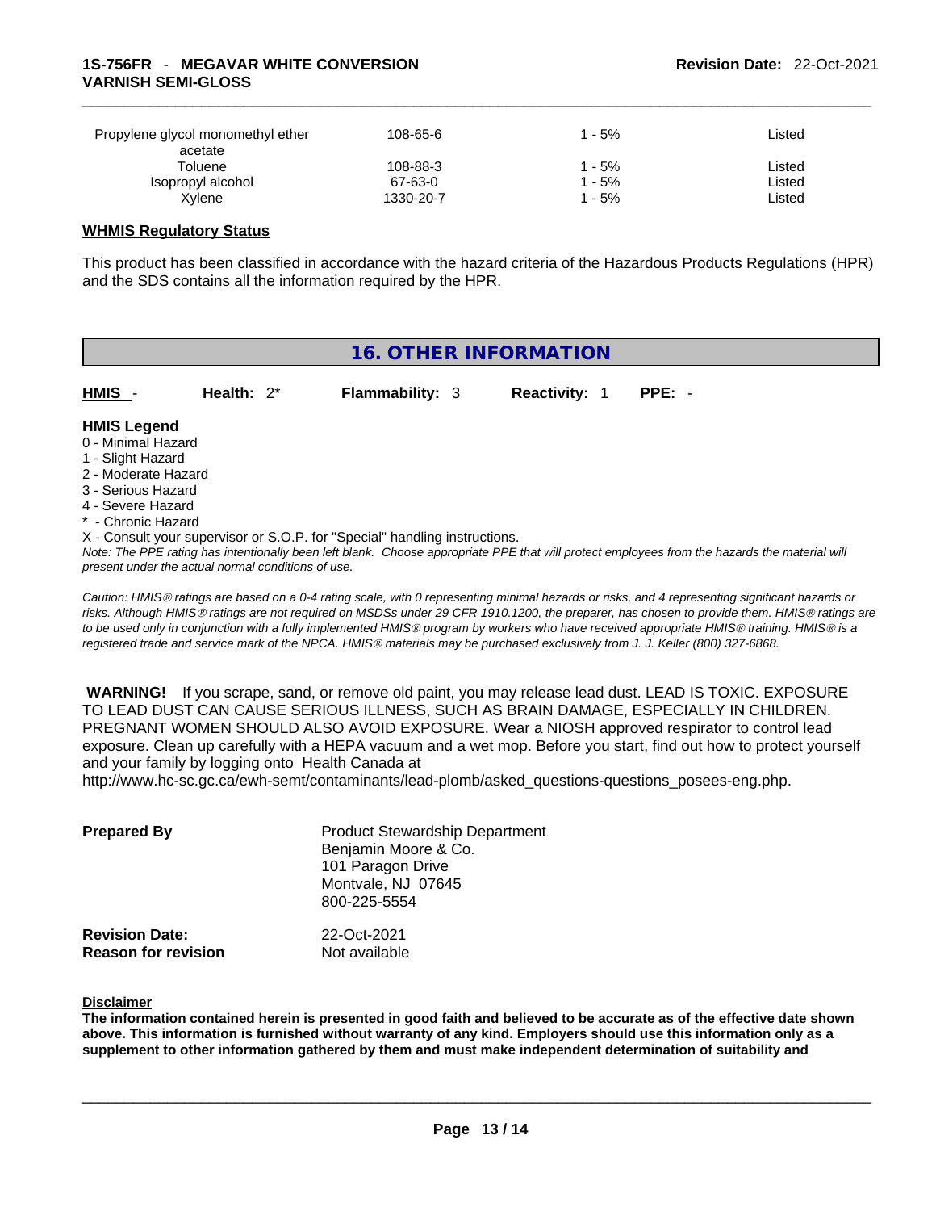| | | | |
|---|---|---|---|
| Propylene glycol monomethyl ether acetate | 108-65-6 | 1 - 5% | Listed |
| Toluene | 108-88-3 | 1 - 5% | Listed |
| Isopropyl alcohol | 67-63-0 | 1 - 5% | Listed |
| Xylene | 1330-20-7 | 1 - 5% | Listed |

**WHMIS Regulatory Status**

This product has been classified in accordance with the hazard criteria of the Hazardous Products Regulations (HPR) and the SDS contains all the information required by the HPR.

## 16. OTHER INFORMATION

**HMIS** - **Health:** 2* **Flammability:** 3 **Reactivity:** 1 **PPE:** -

**HMIS Legend**

0 - Minimal Hazard
1 - Slight Hazard
2 - Moderate Hazard
3 - Serious Hazard
4 - Severe Hazard
* - Chronic Hazard
X - Consult your supervisor or S.O.P. for "Special" handling instructions.

*Note: The PPE rating has intentionally been left blank. Choose appropriate PPE that will protect employees from the hazards the material will present under the actual normal conditions of use.*

*Caution: HMIS® ratings are based on a 0-4 rating scale, with 0 representing minimal hazards or risks, and 4 representing significant hazards or risks. Although HMIS® ratings are not required on MSDSs under 29 CFR 1910.1200, the preparer, has chosen to provide them. HMIS® ratings are to be used only in conjunction with a fully implemented HMIS® program by workers who have received appropriate HMIS® training. HMIS® is a registered trade and service mark of the NPCA. HMIS® materials may be purchased exclusively from J. J. Keller (800) 327-6868.*

**WARNING!** If you scrape, sand, or remove old paint, you may release lead dust. LEAD IS TOXIC. EXPOSURE TO LEAD DUST CAN CAUSE SERIOUS ILLNESS, SUCH AS BRAIN DAMAGE, ESPECIALLY IN CHILDREN. PREGNANT WOMEN SHOULD ALSO AVOID EXPOSURE. Wear a NIOSH approved respirator to control lead exposure. Clean up carefully with a HEPA vacuum and a wet mop. Before you start, find out how to protect yourself and your family by logging onto Health Canada at http://www.hc-sc.gc.ca/ewh-semt/contaminants/lead-plomb/asked_questions-questions_posees-eng.php.

**Prepared By**
Product Stewardship Department
Benjamin Moore & Co.
101 Paragon Drive
Montvale, NJ 07645
800-225-5554

**Revision Date:** 22-Oct-2021
**Reason for revision** Not available

**Disclaimer**

**The information contained herein is presented in good faith and believed to be accurate as of the effective date shown above. This information is furnished without warranty of any kind. Employers should use this information only as a supplement to other information gathered by them and must make independent determination of suitability and**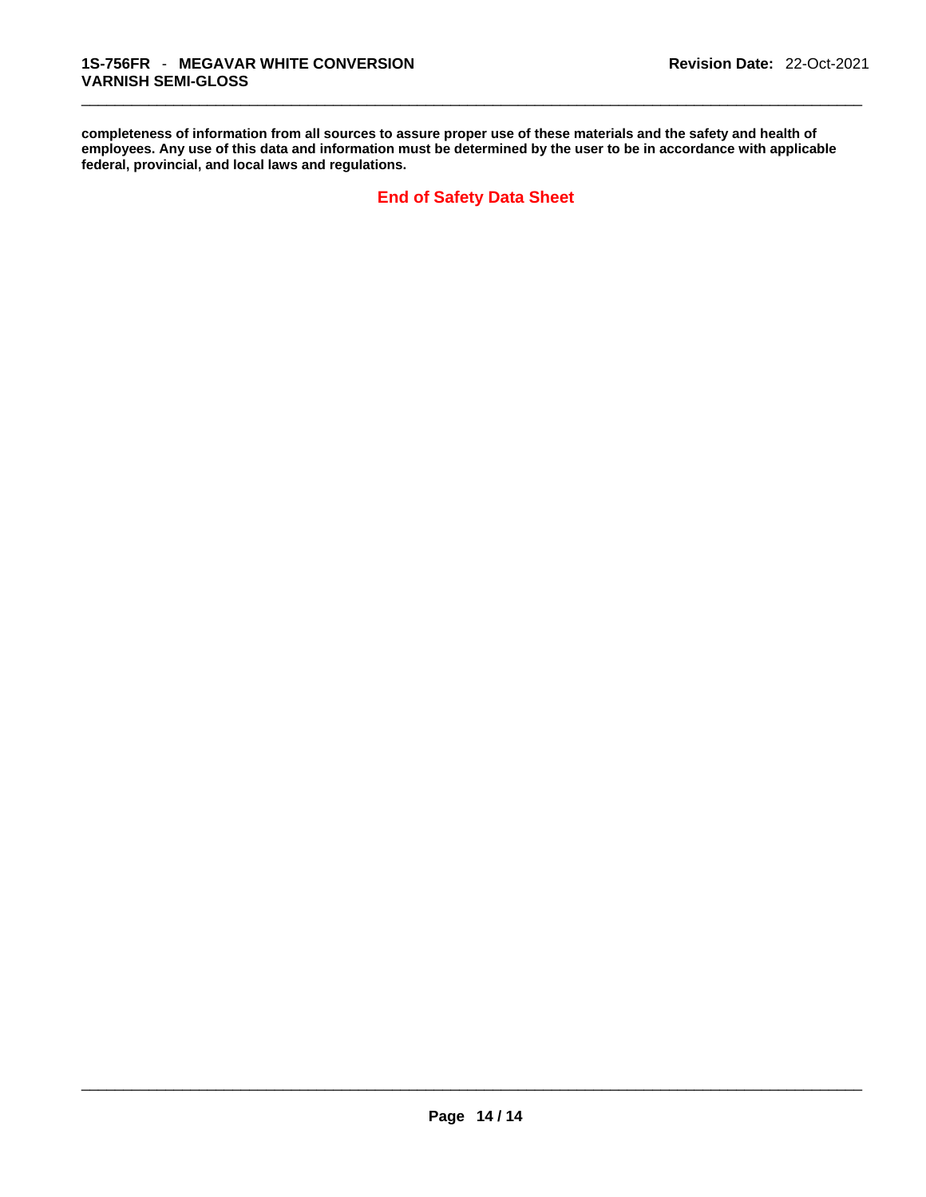**completeness of information from all sources to assure proper use of these materials and the safety and health of employees. Any use of this data and information must be determined by the user to be in accordance with applicable federal, provincial, and local laws and regulations.**

**End of Safety Data Sheet**